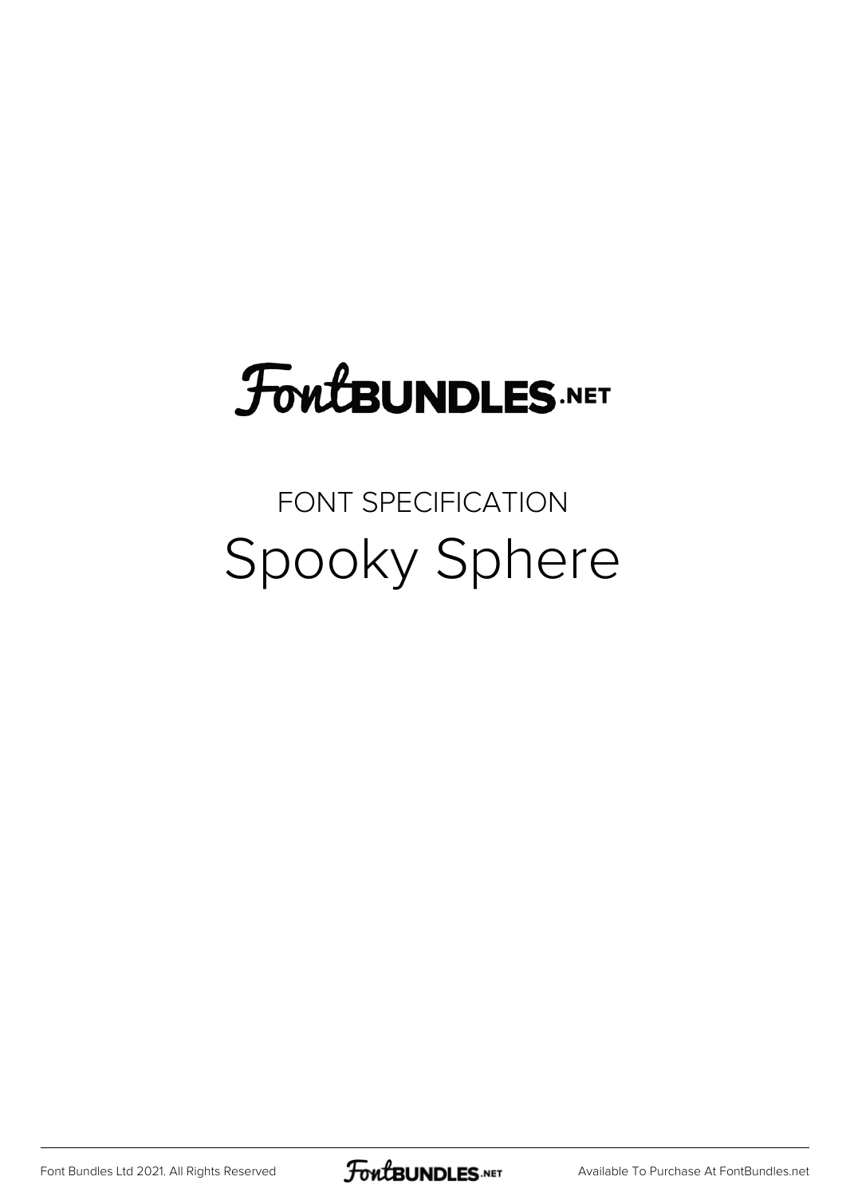FontBundles.net

FONT SPECIFICATION

# Spooky Sphere

Font Bundles Ltd 2021. All Rights Reserved

Available To Purchase At FontBundles.net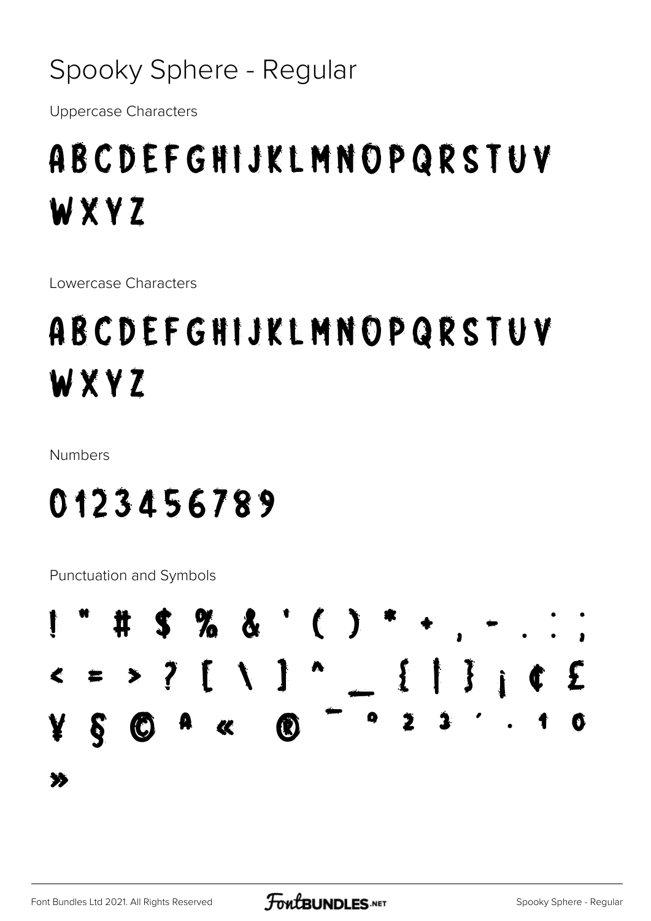Spooky Sphere - Regular

Uppercase Characters

ABCDEFGHIJKLMNOPQRSTUV
WXYZ

Lowercase Characters

ABCDEFGHIJKLMNOPQRSTUV
WXYZ

Numbers

0123456789

Punctuation and Symbols

! " # $ % & ' ( ) * + , - . : ;
< = > ? [ \ ] ^ _ { | } ¡ ¢ £
¥ § © ª « ® ¯ ° ² ³ ´ · ¹ º
»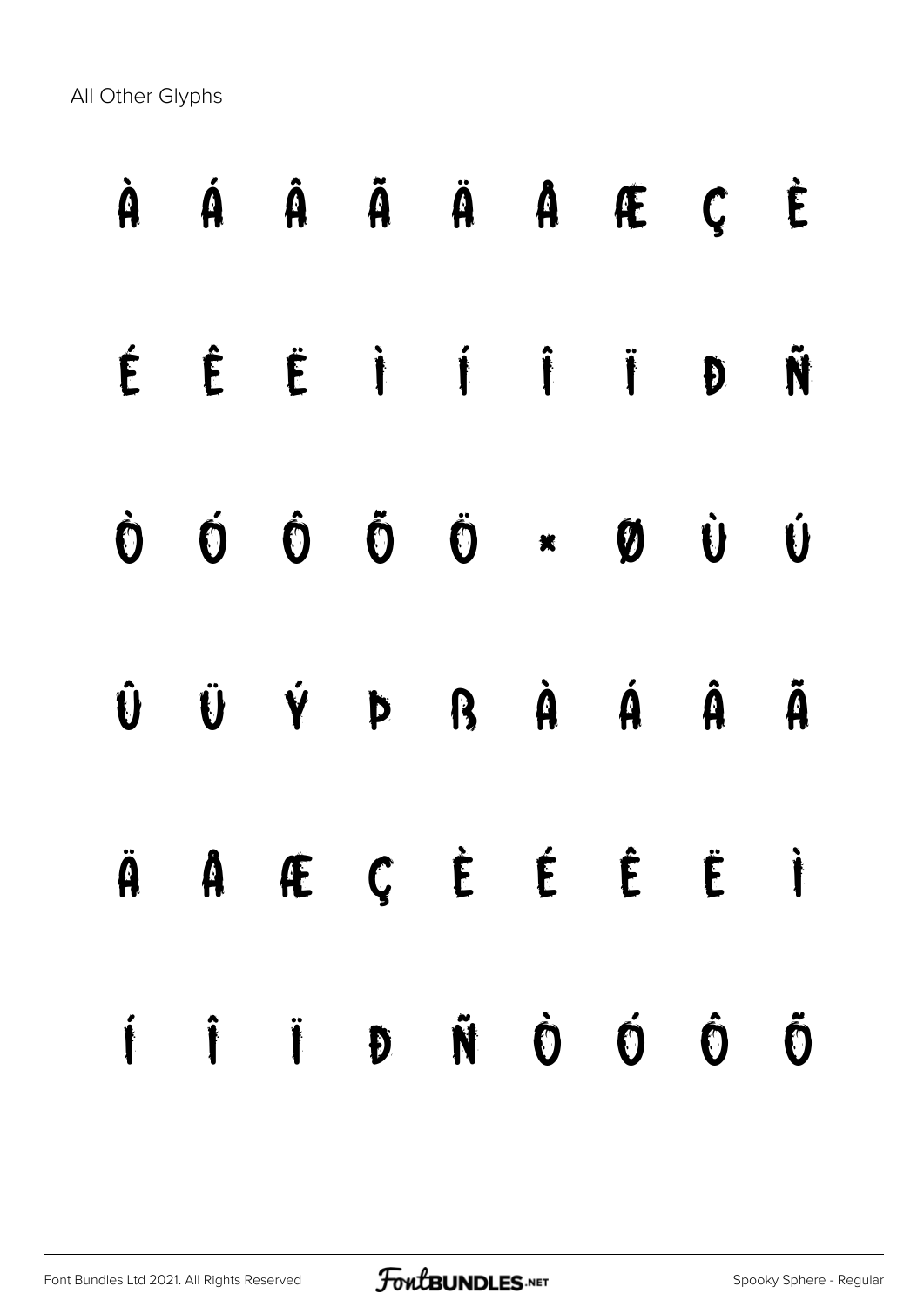All Other Glyphs

À Á Â Ã Ä Å Æ Ç È

É Ê Ë Ì Í Î Ï Ð Ñ

Ò Ó Ô Õ Ö × Ø Ù Ú

Û Ü Ý Þ ß à á â ã

ä å æ ç è é ê ë ì

í î ï ð ñ ò ó ô õ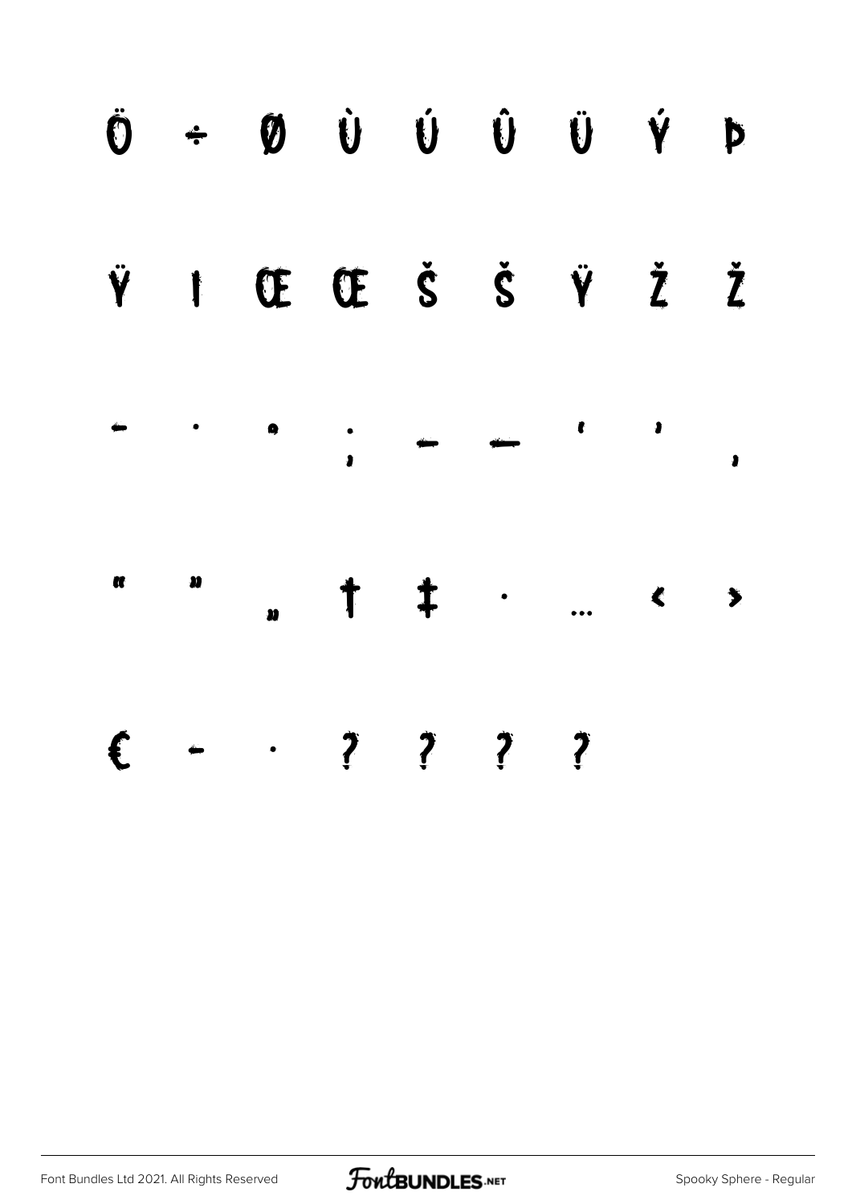Ö ÷ Ø Ù Ú Û Ü Ý Þ

Ÿ ı Œ Œ Š Š Ÿ Ž Ž

- · ˚ ; – — ' ' ‚

" " „ † ‡ • … ‹ ›

€ - · ? ? ? ?